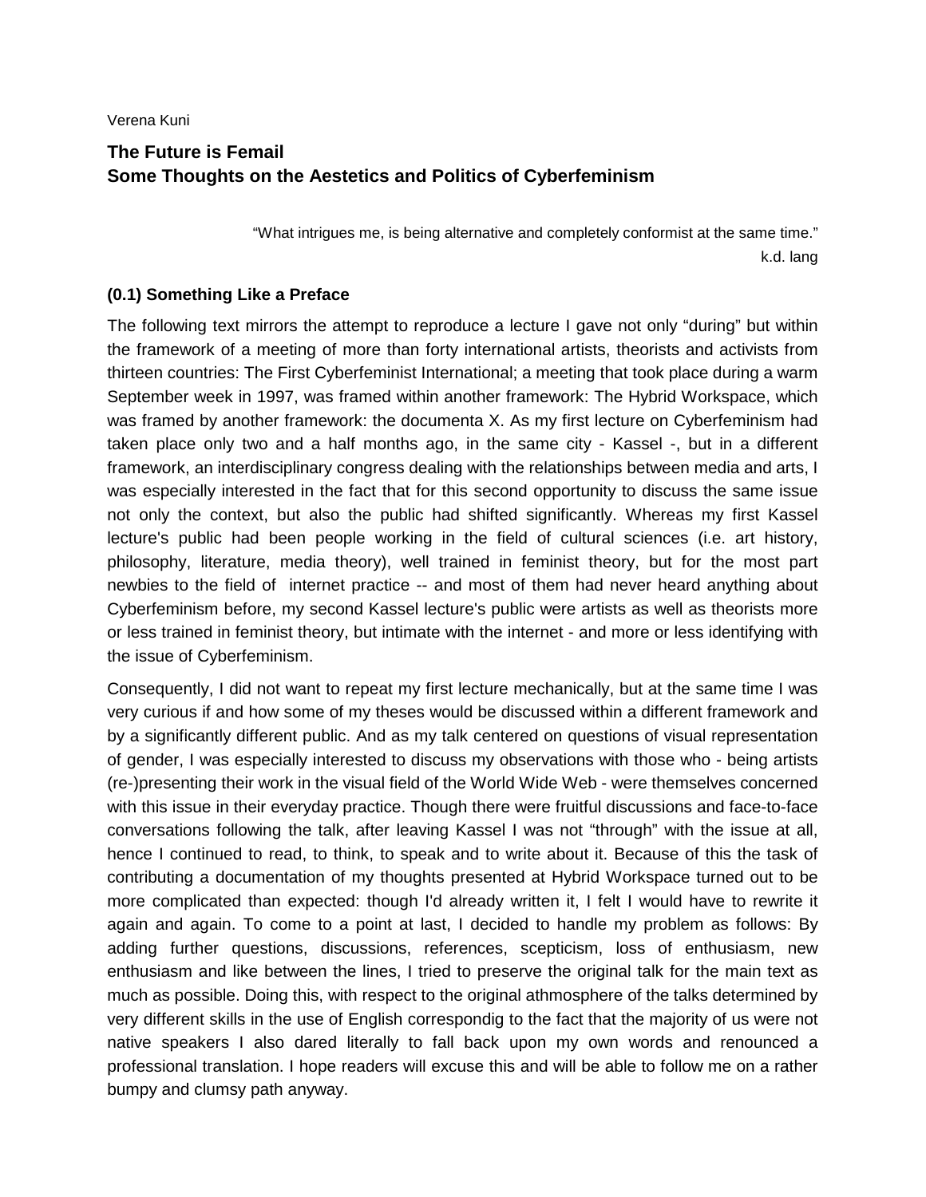Verena Kuni

# The Future is Femail
## Some Thoughts on the Aestetics and Politics of Cyberfeminism

> "What intrigues me, is being alternative and completely conformist at the same time."
> k.d. lang

### (0.1) Something Like a Preface

The following text mirrors the attempt to reproduce a lecture I gave not only "during" but within the framework of a meeting of more than forty international artists, theorists and activists from thirteen countries: The First Cyberfeminist International; a meeting that took place during a warm September week in 1997, was framed within another framework: The Hybrid Workspace, which was framed by another framework: the documenta X. As my first lecture on Cyberfeminism had taken place only two and a half months ago, in the same city - Kassel -, but in a different framework, an interdisciplinary congress dealing with the relationships between media and arts, I was especially interested in the fact that for this second opportunity to discuss the same issue not only the context, but also the public had shifted significantly. Whereas my first Kassel lecture's public had been people working in the field of cultural sciences (i.e. art history, philosophy, literature, media theory), well trained in feminist theory, but for the most part newbies to the field of internet practice -- and most of them had never heard anything about Cyberfeminism before, my second Kassel lecture's public were artists as well as theorists more or less trained in feminist theory, but intimate with the internet - and more or less identifying with the issue of Cyberfeminism.

Consequently, I did not want to repeat my first lecture mechanically, but at the same time I was very curious if and how some of my theses would be discussed within a different framework and by a significantly different public. And as my talk centered on questions of visual representation of gender, I was especially interested to discuss my observations with those who - being artists (re-)presenting their work in the visual field of the World Wide Web - were themselves concerned with this issue in their everyday practice. Though there were fruitful discussions and face-to-face conversations following the talk, after leaving Kassel I was not "through" with the issue at all, hence I continued to read, to think, to speak and to write about it. Because of this the task of contributing a documentation of my thoughts presented at Hybrid Workspace turned out to be more complicated than expected: though I'd already written it, I felt I would have to rewrite it again and again. To come to a point at last, I decided to handle my problem as follows: By adding further questions, discussions, references, scepticism, loss of enthusiasm, new enthusiasm and like between the lines, I tried to preserve the original talk for the main text as much as possible. Doing this, with respect to the original athmosphere of the talks determined by very different skills in the use of English correspondig to the fact that the majority of us were not native speakers I also dared literally to fall back upon my own words and renounced a professional translation. I hope readers will excuse this and will be able to follow me on a rather bumpy and clumsy path anyway.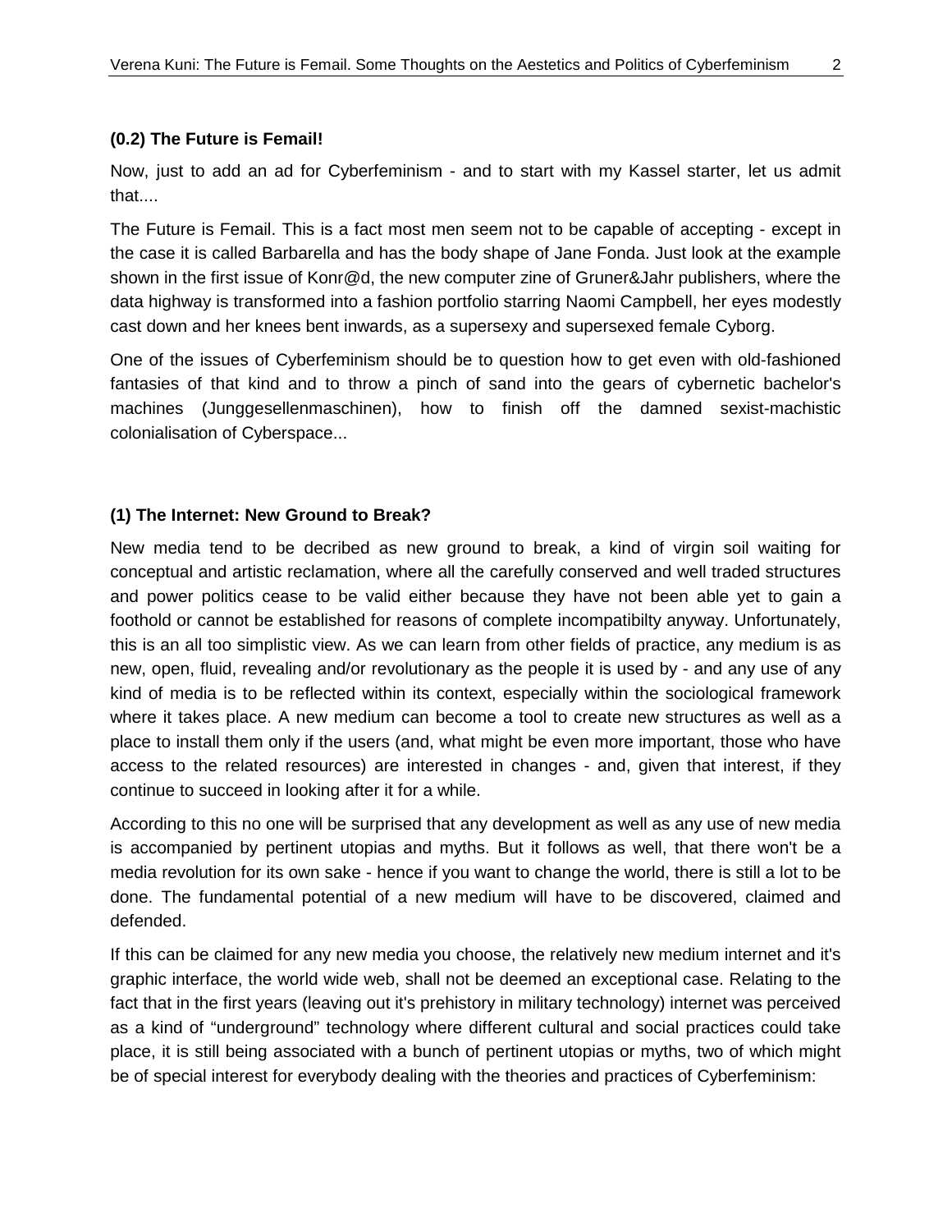### (0.2) The Future is Femail!

Now, just to add an ad for Cyberfeminism - and to start with my Kassel starter, let us admit that....

The Future is Femail. This is a fact most men seem not to be capable of accepting - except in the case it is called Barbarella and has the body shape of Jane Fonda. Just look at the example shown in the first issue of Konr@d, the new computer zine of Gruner&Jahr publishers, where the data highway is transformed into a fashion portfolio starring Naomi Campbell, her eyes modestly cast down and her knees bent inwards, as a supersexy and supersexed female Cyborg.

One of the issues of Cyberfeminism should be to question how to get even with old-fashioned fantasies of that kind and to throw a pinch of sand into the gears of cybernetic bachelor's machines (Junggesellenmaschinen), how to finish off the damned sexist-machistic colonialisation of Cyberspace...

### (1) The Internet: New Ground to Break?

New media tend to be decribed as new ground to break, a kind of virgin soil waiting for conceptual and artistic reclamation, where all the carefully conserved and well traded structures and power politics cease to be valid either because they have not been able yet to gain a foothold or cannot be established for reasons of complete incompatibilty anyway. Unfortunately, this is an all too simplistic view. As we can learn from other fields of practice, any medium is as new, open, fluid, revealing and/or revolutionary as the people it is used by - and any use of any kind of media is to be reflected within its context, especially within the sociological framework where it takes place. A new medium can become a tool to create new structures as well as a place to install them only if the users (and, what might be even more important, those who have access to the related resources) are interested in changes - and, given that interest, if they continue to succeed in looking after it for a while.

According to this no one will be surprised that any development as well as any use of new media is accompanied by pertinent utopias and myths. But it follows as well, that there won't be a media revolution for its own sake - hence if you want to change the world, there is still a lot to be done. The fundamental potential of a new medium will have to be discovered, claimed and defended.

If this can be claimed for any new media you choose, the relatively new medium internet and it's graphic interface, the world wide web, shall not be deemed an exceptional case. Relating to the fact that in the first years (leaving out it's prehistory in military technology) internet was perceived as a kind of “underground” technology where different cultural and social practices could take place, it is still being associated with a bunch of pertinent utopias or myths, two of which might be of special interest for everybody dealing with the theories and practices of Cyberfeminism: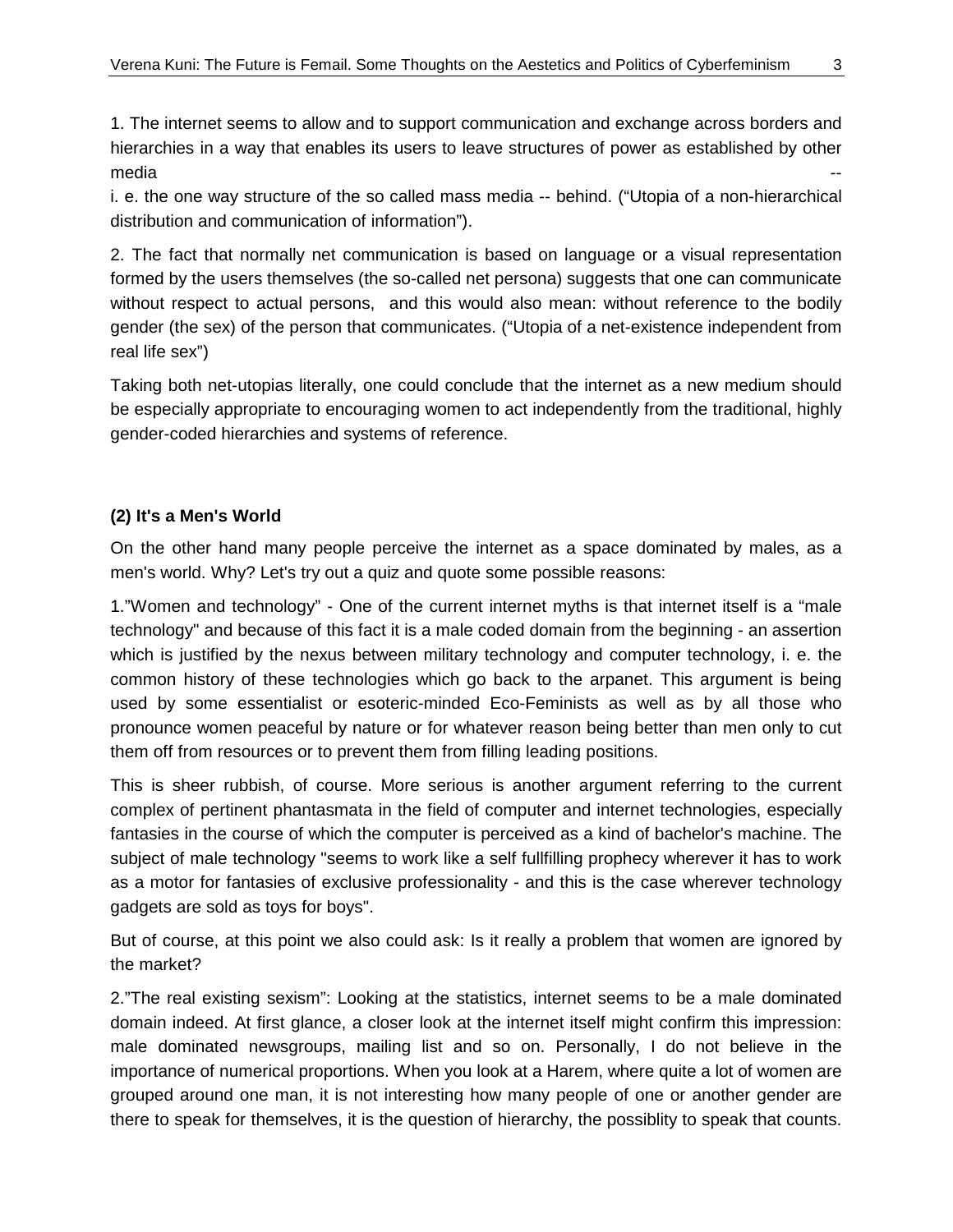1. The internet seems to allow and to support communication and exchange across borders and hierarchies in a way that enables its users to leave structures of power as established by other media -- i. e. the one way structure of the so called mass media -- behind. ("Utopia of a non-hierarchical distribution and communication of information").

2. The fact that normally net communication is based on language or a visual representation formed by the users themselves (the so-called net persona) suggests that one can communicate without respect to actual persons, and this would also mean: without reference to the bodily gender (the sex) of the person that communicates. ("Utopia of a net-existence independent from real life sex")

Taking both net-utopias literally, one could conclude that the internet as a new medium should be especially appropriate to encouraging women to act independently from the traditional, highly gender-coded hierarchies and systems of reference.

### (2) It's a Men's World

On the other hand many people perceive the internet as a space dominated by males, as a men's world. Why? Let's try out a quiz and quote some possible reasons:

1."Women and technology" - One of the current internet myths is that internet itself is a "male technology" and because of this fact it is a male coded domain from the beginning - an assertion which is justified by the nexus between military technology and computer technology, i. e. the common history of these technologies which go back to the arpanet. This argument is being used by some essentialist or esoteric-minded Eco-Feminists as well as by all those who pronounce women peaceful by nature or for whatever reason being better than men only to cut them off from resources or to prevent them from filling leading positions.

This is sheer rubbish, of course. More serious is another argument referring to the current complex of pertinent phantasmata in the field of computer and internet technologies, especially fantasies in the course of which the computer is perceived as a kind of bachelor's machine. The subject of male technology "seems to work like a self fullfilling prophecy wherever it has to work as a motor for fantasies of exclusive professionality - and this is the case wherever technology gadgets are sold as toys for boys".

But of course, at this point we also could ask: Is it really a problem that women are ignored by the market?

2."The real existing sexism": Looking at the statistics, internet seems to be a male dominated domain indeed. At first glance, a closer look at the internet itself might confirm this impression: male dominated newsgroups, mailing list and so on. Personally, I do not believe in the importance of numerical proportions. When you look at a Harem, where quite a lot of women are grouped around one man, it is not interesting how many people of one or another gender are there to speak for themselves, it is the question of hierarchy, the possiblity to speak that counts.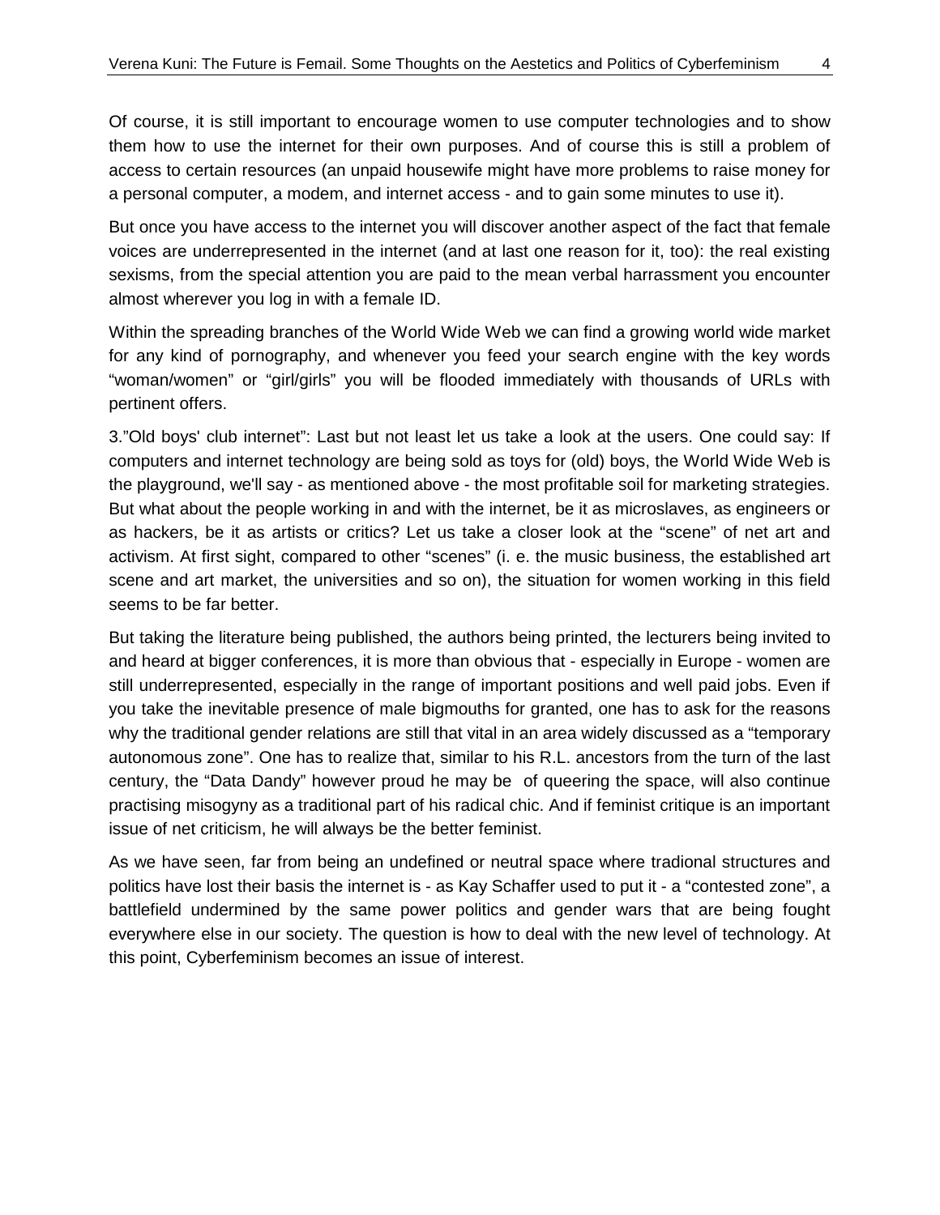Of course, it is still important to encourage women to use computer technologies and to show them how to use the internet for their own purposes. And of course this is still a problem of access to certain resources (an unpaid housewife might have more problems to raise money for a personal computer, a modem, and internet access - and to gain some minutes to use it).

But once you have access to the internet you will discover another aspect of the fact that female voices are underrepresented in the internet (and at last one reason for it, too): the real existing sexisms, from the special attention you are paid to the mean verbal harrassment you encounter almost wherever you log in with a female ID.

Within the spreading branches of the World Wide Web we can find a growing world wide market for any kind of pornography, and whenever you feed your search engine with the key words "woman/women" or "girl/girls" you will be flooded immediately with thousands of URLs with pertinent offers.

3."Old boys' club internet": Last but not least let us take a look at the users. One could say: If computers and internet technology are being sold as toys for (old) boys, the World Wide Web is the playground, we'll say - as mentioned above - the most profitable soil for marketing strategies. But what about the people working in and with the internet, be it as microslaves, as engineers or as hackers, be it as artists or critics? Let us take a closer look at the "scene" of net art and activism. At first sight, compared to other "scenes" (i. e. the music business, the established art scene and art market, the universities and so on), the situation for women working in this field seems to be far better.

But taking the literature being published, the authors being printed, the lecturers being invited to and heard at bigger conferences, it is more than obvious that - especially in Europe - women are still underrepresented, especially in the range of important positions and well paid jobs. Even if you take the inevitable presence of male bigmouths for granted, one has to ask for the reasons why the traditional gender relations are still that vital in an area widely discussed as a "temporary autonomous zone". One has to realize that, similar to his R.L. ancestors from the turn of the last century, the "Data Dandy" however proud he may be of queering the space, will also continue practising misogyny as a traditional part of his radical chic. And if feminist critique is an important issue of net criticism, he will always be the better feminist.

As we have seen, far from being an undefined or neutral space where tradional structures and politics have lost their basis the internet is - as Kay Schaffer used to put it - a "contested zone", a battlefield undermined by the same power politics and gender wars that are being fought everywhere else in our society. The question is how to deal with the new level of technology. At this point, Cyberfeminism becomes an issue of interest.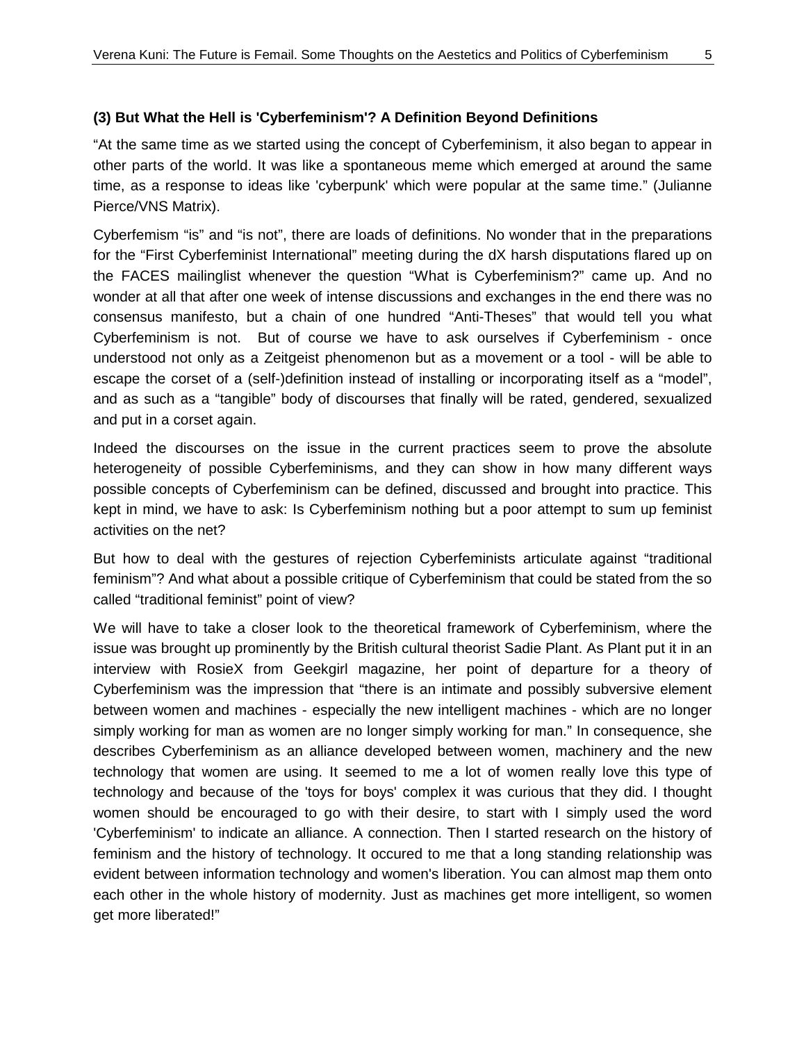### (3) But What the Hell is 'Cyberfeminism'? A Definition Beyond Definitions

"At the same time as we started using the concept of Cyberfeminism, it also began to appear in other parts of the world. It was like a spontaneous meme which emerged at around the same time, as a response to ideas like 'cyberpunk' which were popular at the same time." (Julianne Pierce/VNS Matrix).

Cyberfemism "is" and "is not", there are loads of definitions. No wonder that in the preparations for the "First Cyberfeminist International" meeting during the dX harsh disputations flared up on the FACES mailinglist whenever the question "What is Cyberfeminism?" came up. And no wonder at all that after one week of intense discussions and exchanges in the end there was no consensus manifesto, but a chain of one hundred "Anti-Theses" that would tell you what Cyberfeminism is not. But of course we have to ask ourselves if Cyberfeminism - once understood not only as a Zeitgeist phenomenon but as a movement or a tool - will be able to escape the corset of a (self-)definition instead of installing or incorporating itself as a "model", and as such as a "tangible" body of discourses that finally will be rated, gendered, sexualized and put in a corset again.

Indeed the discourses on the issue in the current practices seem to prove the absolute heterogeneity of possible Cyberfeminisms, and they can show in how many different ways possible concepts of Cyberfeminism can be defined, discussed and brought into practice. This kept in mind, we have to ask: Is Cyberfeminism nothing but a poor attempt to sum up feminist activities on the net?

But how to deal with the gestures of rejection Cyberfeminists articulate against "traditional feminism"? And what about a possible critique of Cyberfeminism that could be stated from the so called "traditional feminist" point of view?

We will have to take a closer look to the theoretical framework of Cyberfeminism, where the issue was brought up prominently by the British cultural theorist Sadie Plant. As Plant put it in an interview with RosieX from Geekgirl magazine, her point of departure for a theory of Cyberfeminism was the impression that "there is an intimate and possibly subversive element between women and machines - especially the new intelligent machines - which are no longer simply working for man as women are no longer simply working for man." In consequence, she describes Cyberfeminism as an alliance developed between women, machinery and the new technology that women are using. It seemed to me a lot of women really love this type of technology and because of the 'toys for boys' complex it was curious that they did. I thought women should be encouraged to go with their desire, to start with I simply used the word 'Cyberfeminism' to indicate an alliance. A connection. Then I started research on the history of feminism and the history of technology. It occured to me that a long standing relationship was evident between information technology and women's liberation. You can almost map them onto each other in the whole history of modernity. Just as machines get more intelligent, so women get more liberated!"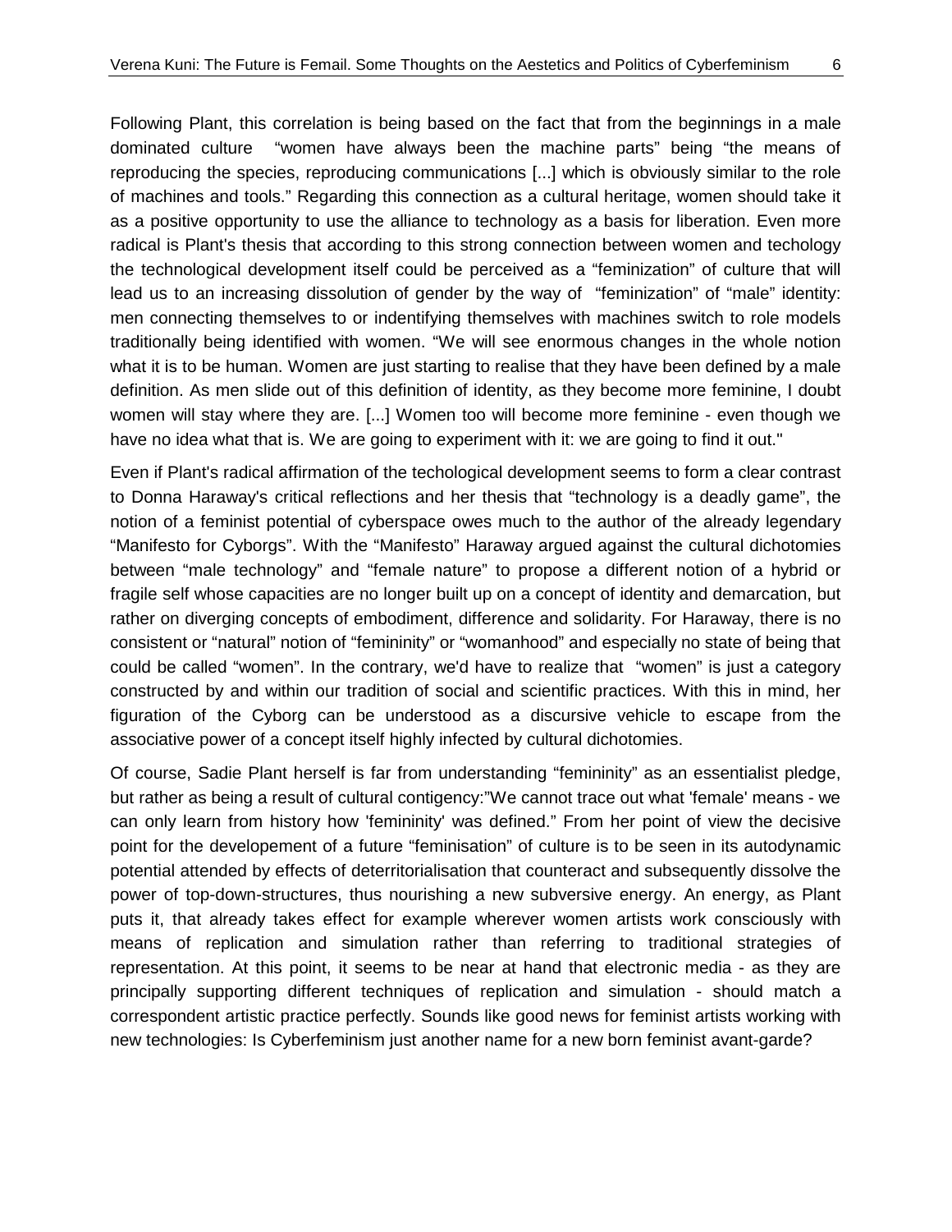Following Plant, this correlation is being based on the fact that from the beginnings in a male dominated culture "women have always been the machine parts" being "the means of reproducing the species, reproducing communications [...] which is obviously similar to the role of machines and tools." Regarding this connection as a cultural heritage, women should take it as a positive opportunity to use the alliance to technology as a basis for liberation. Even more radical is Plant's thesis that according to this strong connection between women and techology the technological development itself could be perceived as a "feminization" of culture that will lead us to an increasing dissolution of gender by the way of "feminization" of "male" identity: men connecting themselves to or indentifying themselves with machines switch to role models traditionally being identified with women. "We will see enormous changes in the whole notion what it is to be human. Women are just starting to realise that they have been defined by a male definition. As men slide out of this definition of identity, as they become more feminine, I doubt women will stay where they are. [...] Women too will become more feminine - even though we have no idea what that is. We are going to experiment with it: we are going to find it out."

Even if Plant's radical affirmation of the techological development seems to form a clear contrast to Donna Haraway's critical reflections and her thesis that "technology is a deadly game", the notion of a feminist potential of cyberspace owes much to the author of the already legendary "Manifesto for Cyborgs". With the "Manifesto" Haraway argued against the cultural dichotomies between "male technology" and "female nature" to propose a different notion of a hybrid or fragile self whose capacities are no longer built up on a concept of identity and demarcation, but rather on diverging concepts of embodiment, difference and solidarity. For Haraway, there is no consistent or "natural" notion of "femininity" or "womanhood" and especially no state of being that could be called "women". In the contrary, we'd have to realize that "women" is just a category constructed by and within our tradition of social and scientific practices. With this in mind, her figuration of the Cyborg can be understood as a discursive vehicle to escape from the associative power of a concept itself highly infected by cultural dichotomies.

Of course, Sadie Plant herself is far from understanding "femininity" as an essentialist pledge, but rather as being a result of cultural contigency:"We cannot trace out what 'female' means - we can only learn from history how 'femininity' was defined." From her point of view the decisive point for the developement of a future "feminisation" of culture is to be seen in its autodynamic potential attended by effects of deterritorialisation that counteract and subsequently dissolve the power of top-down-structures, thus nourishing a new subversive energy. An energy, as Plant puts it, that already takes effect for example wherever women artists work consciously with means of replication and simulation rather than referring to traditional strategies of representation. At this point, it seems to be near at hand that electronic media - as they are principally supporting different techniques of replication and simulation - should match a correspondent artistic practice perfectly. Sounds like good news for feminist artists working with new technologies: Is Cyberfeminism just another name for a new born feminist avant-garde?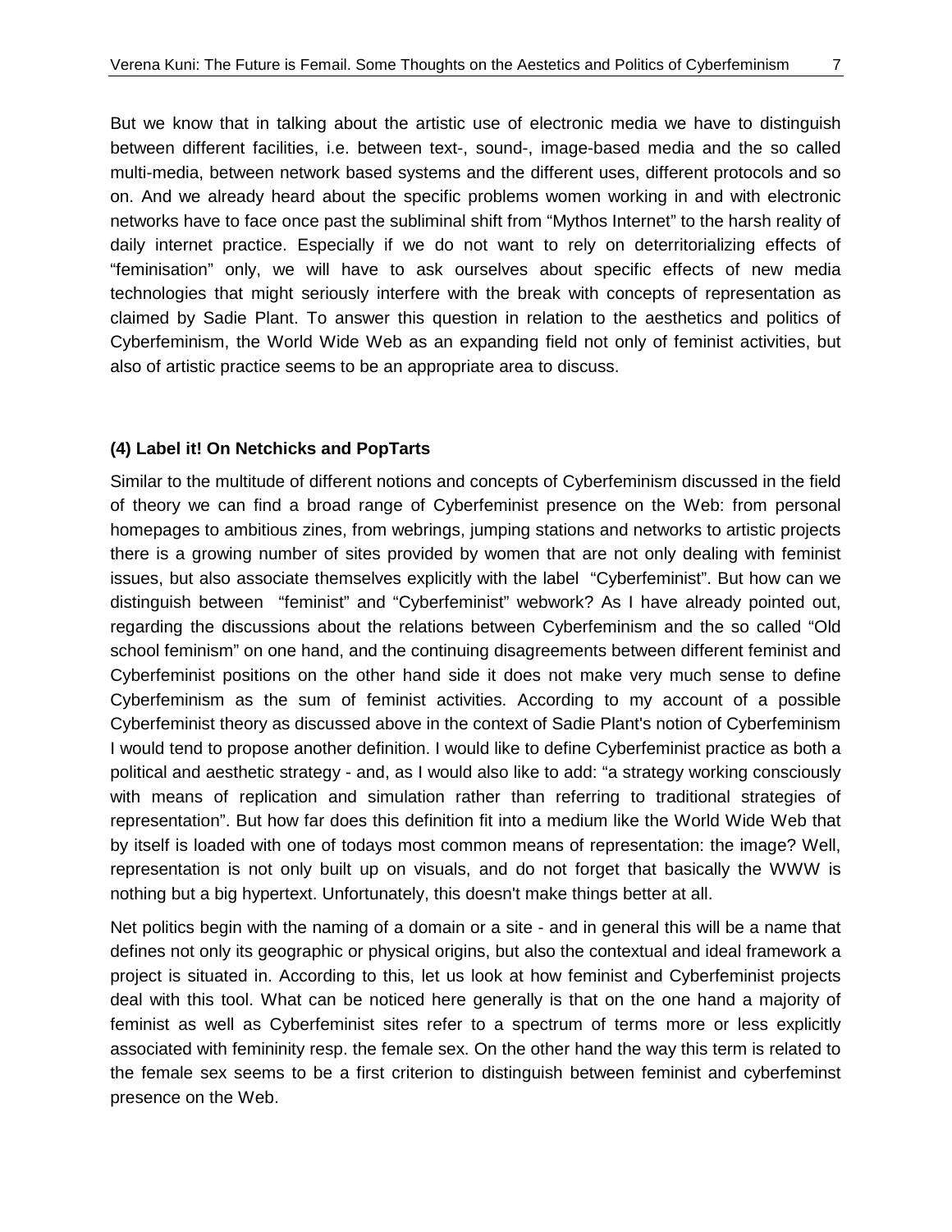But we know that in talking about the artistic use of electronic media we have to distinguish between different facilities, i.e. between text-, sound-, image-based media and the so called multi-media, between network based systems and the different uses, different protocols and so on. And we already heard about the specific problems women working in and with electronic networks have to face once past the subliminal shift from "Mythos Internet" to the harsh reality of daily internet practice. Especially if we do not want to rely on deterritorializing effects of "feminisation" only, we will have to ask ourselves about specific effects of new media technologies that might seriously interfere with the break with concepts of representation as claimed by Sadie Plant. To answer this question in relation to the aesthetics and politics of Cyberfeminism, the World Wide Web as an expanding field not only of feminist activities, but also of artistic practice seems to be an appropriate area to discuss.

### (4) Label it! On Netchicks and PopTarts

Similar to the multitude of different notions and concepts of Cyberfeminism discussed in the field of theory we can find a broad range of Cyberfeminist presence on the Web: from personal homepages to ambitious zines, from webrings, jumping stations and networks to artistic projects there is a growing number of sites provided by women that are not only dealing with feminist issues, but also associate themselves explicitly with the label "Cyberfeminist". But how can we distinguish between "feminist" and "Cyberfeminist" webwork? As I have already pointed out, regarding the discussions about the relations between Cyberfeminism and the so called "Old school feminism" on one hand, and the continuing disagreements between different feminist and Cyberfeminist positions on the other hand side it does not make very much sense to define Cyberfeminism as the sum of feminist activities. According to my account of a possible Cyberfeminist theory as discussed above in the context of Sadie Plant's notion of Cyberfeminism I would tend to propose another definition. I would like to define Cyberfeminist practice as both a political and aesthetic strategy - and, as I would also like to add: "a strategy working consciously with means of replication and simulation rather than referring to traditional strategies of representation". But how far does this definition fit into a medium like the World Wide Web that by itself is loaded with one of todays most common means of representation: the image? Well, representation is not only built up on visuals, and do not forget that basically the WWW is nothing but a big hypertext. Unfortunately, this doesn't make things better at all.

Net politics begin with the naming of a domain or a site - and in general this will be a name that defines not only its geographic or physical origins, but also the contextual and ideal framework a project is situated in. According to this, let us look at how feminist and Cyberfeminist projects deal with this tool. What can be noticed here generally is that on the one hand a majority of feminist as well as Cyberfeminist sites refer to a spectrum of terms more or less explicitly associated with femininity resp. the female sex. On the other hand the way this term is related to the female sex seems to be a first criterion to distinguish between feminist and cyberfeminst presence on the Web.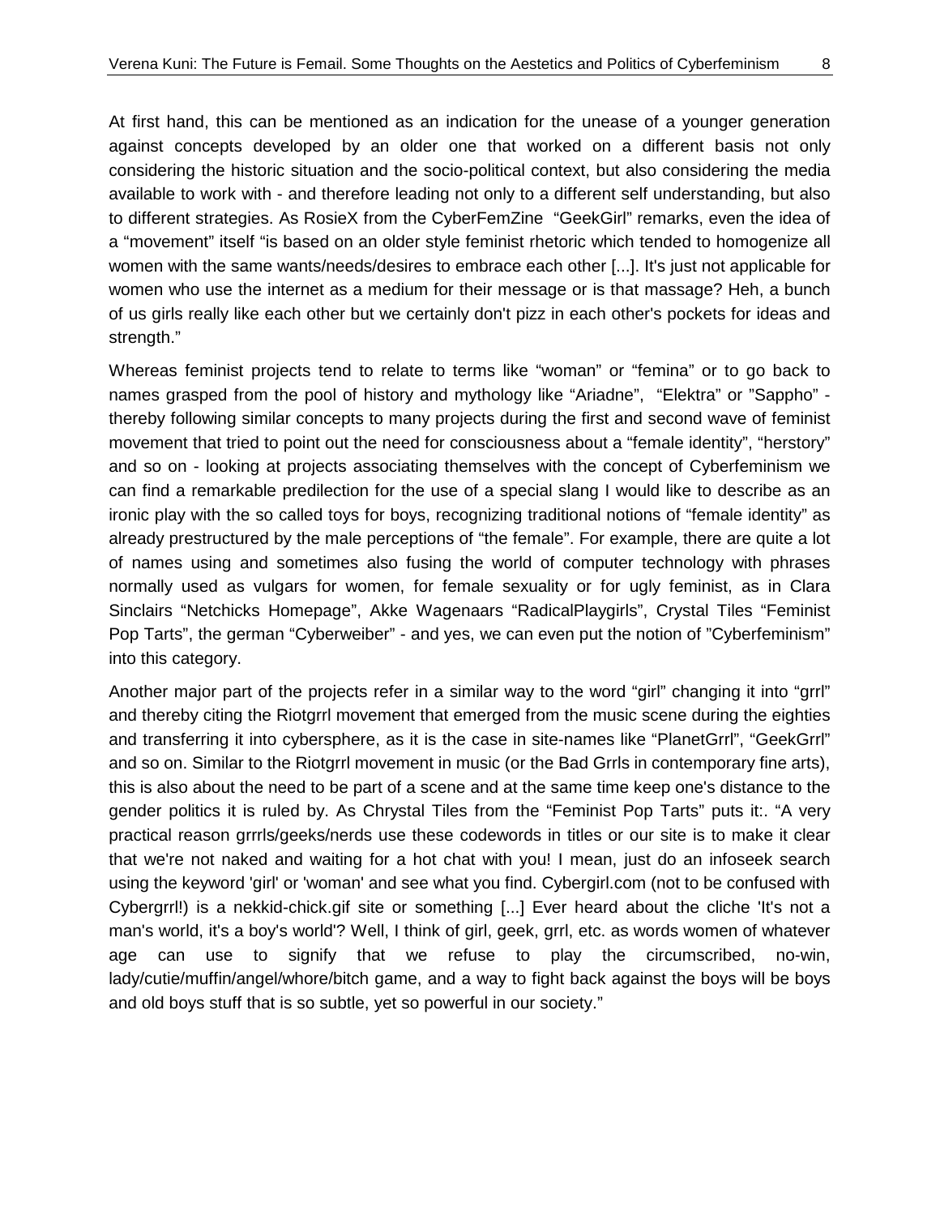At first hand, this can be mentioned as an indication for the unease of a younger generation against concepts developed by an older one that worked on a different basis not only considering the historic situation and the socio-political context, but also considering the media available to work with - and therefore leading not only to a different self understanding, but also to different strategies. As RosieX from the CyberFemZine "GeekGirl" remarks, even the idea of a "movement" itself "is based on an older style feminist rhetoric which tended to homogenize all women with the same wants/needs/desires to embrace each other [...]. It's just not applicable for women who use the internet as a medium for their message or is that massage? Heh, a bunch of us girls really like each other but we certainly don't pizz in each other's pockets for ideas and strength."

Whereas feminist projects tend to relate to terms like "woman" or "femina" or to go back to names grasped from the pool of history and mythology like "Ariadne", "Elektra" or "Sappho" - thereby following similar concepts to many projects during the first and second wave of feminist movement that tried to point out the need for consciousness about a "female identity", "herstory" and so on - looking at projects associating themselves with the concept of Cyberfeminism we can find a remarkable predilection for the use of a special slang I would like to describe as an ironic play with the so called toys for boys, recognizing traditional notions of "female identity" as already prestructured by the male perceptions of "the female". For example, there are quite a lot of names using and sometimes also fusing the world of computer technology with phrases normally used as vulgars for women, for female sexuality or for ugly feminist, as in Clara Sinclairs "Netchicks Homepage", Akke Wagenaars "RadicalPlaygirls", Crystal Tiles "Feminist Pop Tarts", the german "Cyberweiber" - and yes, we can even put the notion of "Cyberfeminism" into this category.

Another major part of the projects refer in a similar way to the word "girl" changing it into "grrl" and thereby citing the Riotgrrl movement that emerged from the music scene during the eighties and transferring it into cybersphere, as it is the case in site-names like "PlanetGrrl", "GeekGrrl" and so on. Similar to the Riotgrrl movement in music (or the Bad Grrls in contemporary fine arts), this is also about the need to be part of a scene and at the same time keep one's distance to the gender politics it is ruled by. As Chrystal Tiles from the "Feminist Pop Tarts" puts it:. "A very practical reason grrrls/geeks/nerds use these codewords in titles or our site is to make it clear that we're not naked and waiting for a hot chat with you! I mean, just do an infoseek search using the keyword 'girl' or 'woman' and see what you find. Cybergirl.com (not to be confused with Cybergrrl!) is a nekkid-chick.gif site or something [...] Ever heard about the cliche 'It's not a man's world, it's a boy's world'? Well, I think of girl, geek, grrl, etc. as words women of whatever age can use to signify that we refuse to play the circumscribed, no-win, lady/cutie/muffin/angel/whore/bitch game, and a way to fight back against the boys will be boys and old boys stuff that is so subtle, yet so powerful in our society."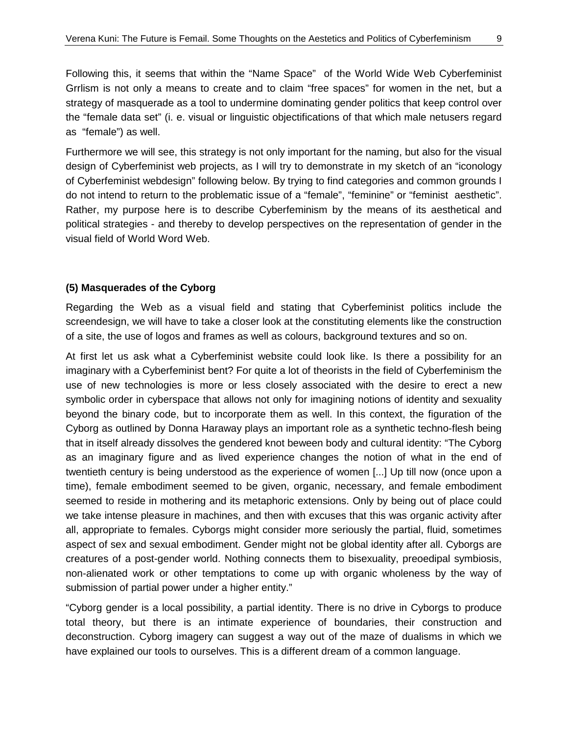Following this, it seems that within the "Name Space" of the World Wide Web Cyberfeminist Grrlism is not only a means to create and to claim "free spaces" for women in the net, but a strategy of masquerade as a tool to undermine dominating gender politics that keep control over the "female data set" (i. e. visual or linguistic objectifications of that which male netusers regard as "female") as well.

Furthermore we will see, this strategy is not only important for the naming, but also for the visual design of Cyberfeminist web projects, as I will try to demonstrate in my sketch of an "iconology of Cyberfeminist webdesign" following below. By trying to find categories and common grounds I do not intend to return to the problematic issue of a "female", "feminine" or "feminist aesthetic". Rather, my purpose here is to describe Cyberfeminism by the means of its aesthetical and political strategies - and thereby to develop perspectives on the representation of gender in the visual field of World Word Web.

### (5) Masquerades of the Cyborg

Regarding the Web as a visual field and stating that Cyberfeminist politics include the screendesign, we will have to take a closer look at the constituting elements like the construction of a site, the use of logos and frames as well as colours, background textures and so on.

At first let us ask what a Cyberfeminist website could look like. Is there a possibility for an imaginary with a Cyberfeminist bent? For quite a lot of theorists in the field of Cyberfeminism the use of new technologies is more or less closely associated with the desire to erect a new symbolic order in cyberspace that allows not only for imagining notions of identity and sexuality beyond the binary code, but to incorporate them as well. In this context, the figuration of the Cyborg as outlined by Donna Haraway plays an important role as a synthetic techno-flesh being that in itself already dissolves the gendered knot beween body and cultural identity: "The Cyborg as an imaginary figure and as lived experience changes the notion of what in the end of twentieth century is being understood as the experience of women [...] Up till now (once upon a time), female embodiment seemed to be given, organic, necessary, and female embodiment seemed to reside in mothering and its metaphoric extensions. Only by being out of place could we take intense pleasure in machines, and then with excuses that this was organic activity after all, appropriate to females. Cyborgs might consider more seriously the partial, fluid, sometimes aspect of sex and sexual embodiment. Gender might not be global identity after all. Cyborgs are creatures of a post-gender world. Nothing connects them to bisexuality, preoedipal symbiosis, non-alienated work or other temptations to come up with organic wholeness by the way of submission of partial power under a higher entity."

"Cyborg gender is a local possibility, a partial identity. There is no drive in Cyborgs to produce total theory, but there is an intimate experience of boundaries, their construction and deconstruction. Cyborg imagery can suggest a way out of the maze of dualisms in which we have explained our tools to ourselves. This is a different dream of a common language.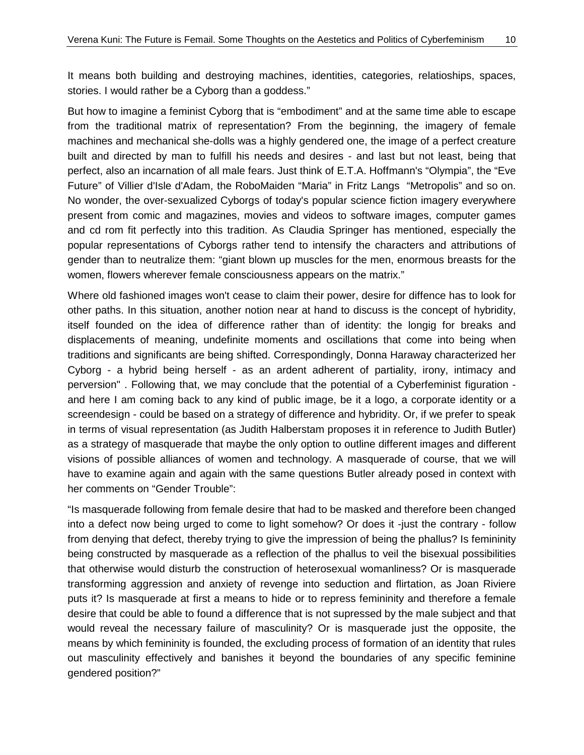It means both building and destroying machines, identities, categories, relatioships, spaces, stories. I would rather be a Cyborg than a goddess."

But how to imagine a feminist Cyborg that is "embodiment" and at the same time able to escape from the traditional matrix of representation? From the beginning, the imagery of female machines and mechanical she-dolls was a highly gendered one, the image of a perfect creature built and directed by man to fulfill his needs and desires - and last but not least, being that perfect, also an incarnation of all male fears. Just think of E.T.A. Hoffmann's "Olympia", the "Eve Future" of Villier d'Isle d'Adam, the RoboMaiden "Maria" in Fritz Langs "Metropolis" and so on. No wonder, the over-sexualized Cyborgs of today's popular science fiction imagery everywhere present from comic and magazines, movies and videos to software images, computer games and cd rom fit perfectly into this tradition. As Claudia Springer has mentioned, especially the popular representations of Cyborgs rather tend to intensify the characters and attributions of gender than to neutralize them: "giant blown up muscles for the men, enormous breasts for the women, flowers wherever female consciousness appears on the matrix."

Where old fashioned images won't cease to claim their power, desire for diffence has to look for other paths. In this situation, another notion near at hand to discuss is the concept of hybridity, itself founded on the idea of difference rather than of identity: the longig for breaks and displacements of meaning, undefinite moments and oscillations that come into being when traditions and significants are being shifted. Correspondingly, Donna Haraway characterized her Cyborg - a hybrid being herself - as an ardent adherent of partiality, irony, intimacy and perversion" . Following that, we may conclude that the potential of a Cyberfeminist figuration - and here I am coming back to any kind of public image, be it a logo, a corporate identity or a screendesign - could be based on a strategy of difference and hybridity. Or, if we prefer to speak in terms of visual representation (as Judith Halberstam proposes it in reference to Judith Butler) as a strategy of masquerade that maybe the only option to outline different images and different visions of possible alliances of women and technology. A masquerade of course, that we will have to examine again and again with the same questions Butler already posed in context with her comments on "Gender Trouble":

"Is masquerade following from female desire that had to be masked and therefore been changed into a defect now being urged to come to light somehow? Or does it -just the contrary - follow from denying that defect, thereby trying to give the impression of being the phallus? Is femininity being constructed by masquerade as a reflection of the phallus to veil the bisexual possibilities that otherwise would disturb the construction of heterosexual womanliness? Or is masquerade transforming aggression and anxiety of revenge into seduction and flirtation, as Joan Riviere puts it? Is masquerade at first a means to hide or to repress femininity and therefore a female desire that could be able to found a difference that is not supressed by the male subject and that would reveal the necessary failure of masculinity? Or is masquerade just the opposite, the means by which femininity is founded, the excluding process of formation of an identity that rules out masculinity effectively and banishes it beyond the boundaries of any specific feminine gendered position?"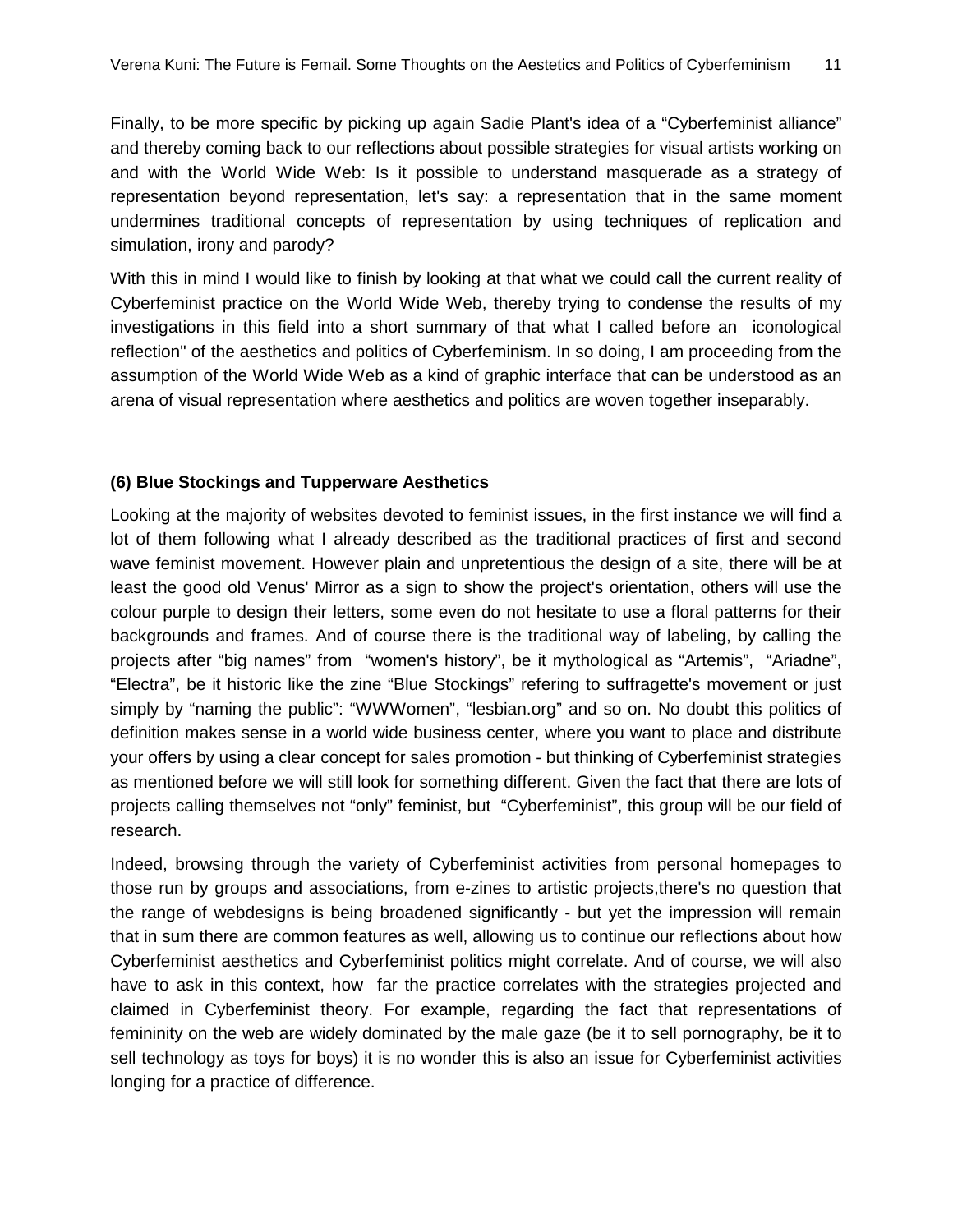Finally, to be more specific by picking up again Sadie Plant's idea of a "Cyberfeminist alliance" and thereby coming back to our reflections about possible strategies for visual artists working on and with the World Wide Web: Is it possible to understand masquerade as a strategy of representation beyond representation, let's say: a representation that in the same moment undermines traditional concepts of representation by using techniques of replication and simulation, irony and parody?

With this in mind I would like to finish by looking at that what we could call the current reality of Cyberfeminist practice on the World Wide Web, thereby trying to condense the results of my investigations in this field into a short summary of that what I called before an iconological reflection" of the aesthetics and politics of Cyberfeminism. In so doing, I am proceeding from the assumption of the World Wide Web as a kind of graphic interface that can be understood as an arena of visual representation where aesthetics and politics are woven together inseparably.

### (6) Blue Stockings and Tupperware Aesthetics

Looking at the majority of websites devoted to feminist issues, in the first instance we will find a lot of them following what I already described as the traditional practices of first and second wave feminist movement. However plain and unpretentious the design of a site, there will be at least the good old Venus' Mirror as a sign to show the project's orientation, others will use the colour purple to design their letters, some even do not hesitate to use a floral patterns for their backgrounds and frames. And of course there is the traditional way of labeling, by calling the projects after "big names" from "women's history", be it mythological as "Artemis", "Ariadne", "Electra", be it historic like the zine "Blue Stockings" refering to suffragette's movement or just simply by "naming the public": "WWWomen", "lesbian.org" and so on. No doubt this politics of definition makes sense in a world wide business center, where you want to place and distribute your offers by using a clear concept for sales promotion - but thinking of Cyberfeminist strategies as mentioned before we will still look for something different. Given the fact that there are lots of projects calling themselves not "only" feminist, but "Cyberfeminist", this group will be our field of research.

Indeed, browsing through the variety of Cyberfeminist activities from personal homepages to those run by groups and associations, from e-zines to artistic projects,there's no question that the range of webdesigns is being broadened significantly - but yet the impression will remain that in sum there are common features as well, allowing us to continue our reflections about how Cyberfeminist aesthetics and Cyberfeminist politics might correlate. And of course, we will also have to ask in this context, how far the practice correlates with the strategies projected and claimed in Cyberfeminist theory. For example, regarding the fact that representations of femininity on the web are widely dominated by the male gaze (be it to sell pornography, be it to sell technology as toys for boys) it is no wonder this is also an issue for Cyberfeminist activities longing for a practice of difference.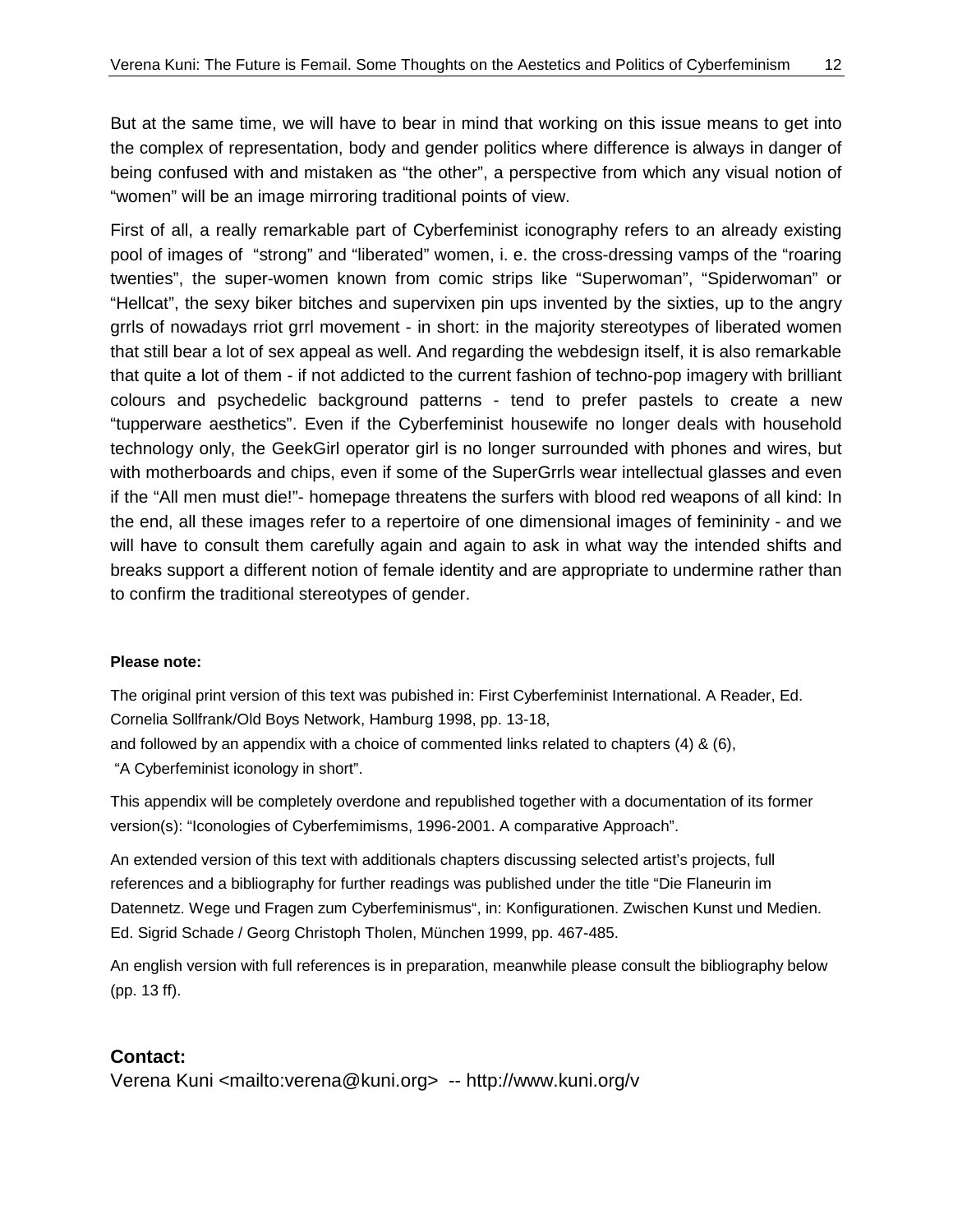But at the same time, we will have to bear in mind that working on this issue means to get into the complex of representation, body and gender politics where difference is always in danger of being confused with and mistaken as “the other”, a perspective from which any visual notion of “women” will be an image mirroring traditional points of view.

First of all, a really remarkable part of Cyberfeminist iconography refers to an already existing pool of images of “strong” and “liberated” women, i. e. the cross-dressing vamps of the “roaring twenties”, the super-women known from comic strips like “Superwoman”, “Spiderwoman” or “Hellcat”, the sexy biker bitches and supervixen pin ups invented by the sixties, up to the angry grrls of nowadays rriot grrl movement - in short: in the majority stereotypes of liberated women that still bear a lot of sex appeal as well. And regarding the webdesign itself, it is also remarkable that quite a lot of them - if not addicted to the current fashion of techno-pop imagery with brilliant colours and psychedelic background patterns - tend to prefer pastels to create a new “tupperware aesthetics”. Even if the Cyberfeminist housewife no longer deals with household technology only, the GeekGirl operator girl is no longer surrounded with phones and wires, but with motherboards and chips, even if some of the SuperGrrls wear intellectual glasses and even if the “All men must die!”- homepage threatens the surfers with blood red weapons of all kind: In the end, all these images refer to a repertoire of one dimensional images of femininity - and we will have to consult them carefully again and again to ask in what way the intended shifts and breaks support a different notion of female identity and are appropriate to undermine rather than to confirm the traditional stereotypes of gender.

**Please note:**

The original print version of this text was pubished in: First Cyberfeminist International. A Reader, Ed. Cornelia Sollfrank/Old Boys Network, Hamburg 1998, pp. 13-18,
and followed by an appendix with a choice of commented links related to chapters (4) & (6),
“A Cyberfeminist iconology in short”.

This appendix will be completely overdone and republished together with a documentation of its former version(s): “Iconologies of Cyberfemimisms, 1996-2001. A comparative Approach”.

An extended version of this text with additionals chapters discussing selected artist’s projects, full references and a bibliography for further readings was published under the title “Die Flaneurin im Datennetz. Wege und Fragen zum Cyberfeminismus“, in: Konfigurationen. Zwischen Kunst und Medien. Ed. Sigrid Schade / Georg Christoph Tholen, München 1999, pp. 467-485.

An english version with full references is in preparation, meanwhile please consult the bibliography below (pp. 13 ff).

## Contact:

Verena Kuni <mailto:verena@kuni.org> -- http://www.kuni.org/v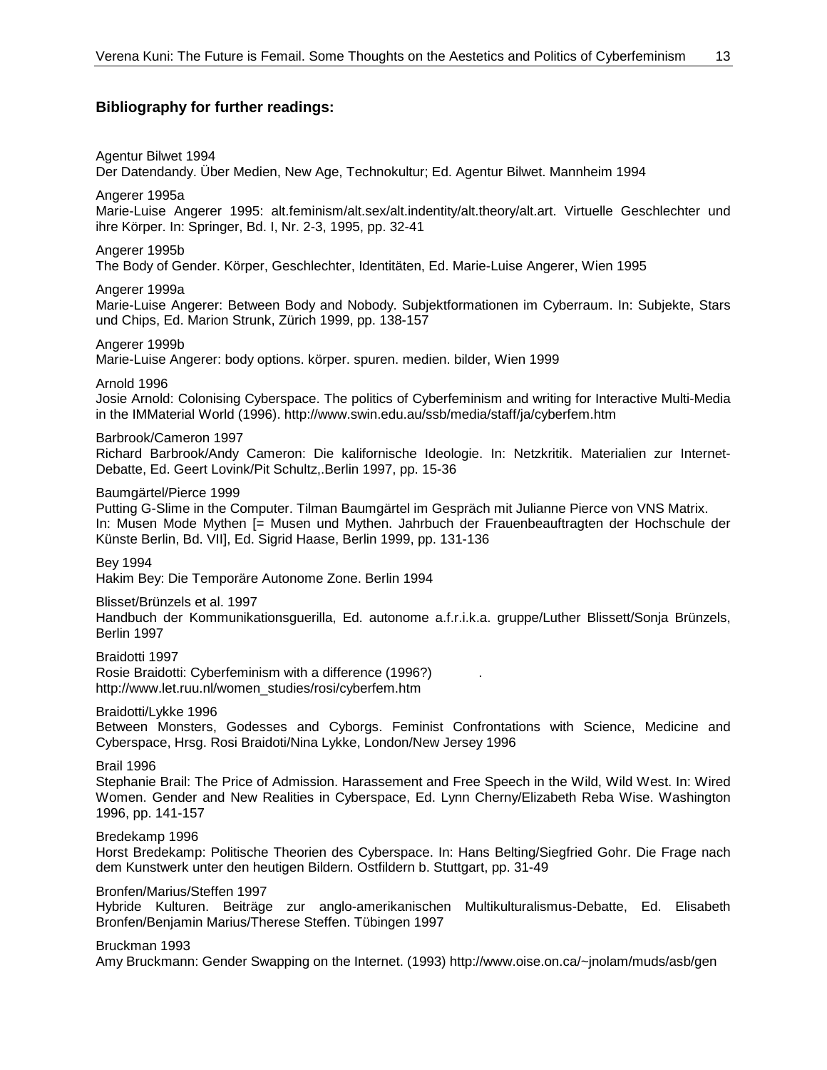### Bibliography for further readings:

Agentur Bilwet 1994
Der Datendandy. Über Medien, New Age, Technokultur; Ed. Agentur Bilwet. Mannheim 1994

Angerer 1995a
Marie-Luise Angerer 1995: alt.feminism/alt.sex/alt.indentity/alt.theory/alt.art. Virtuelle Geschlechter und ihre Körper. In: Springer, Bd. I, Nr. 2-3, 1995, pp. 32-41

Angerer 1995b
The Body of Gender. Körper, Geschlechter, Identitäten, Ed. Marie-Luise Angerer, Wien 1995

Angerer 1999a
Marie-Luise Angerer: Between Body and Nobody. Subjektformationen im Cyberraum. In: Subjekte, Stars und Chips, Ed. Marion Strunk, Zürich 1999, pp. 138-157

Angerer 1999b
Marie-Luise Angerer: body options. körper. spuren. medien. bilder, Wien 1999

Arnold 1996
Josie Arnold: Colonising Cyberspace. The politics of Cyberfeminism and writing for Interactive Multi-Media in the IMMaterial World (1996). http://www.swin.edu.au/ssb/media/staff/ja/cyberfem.htm

Barbrook/Cameron 1997
Richard Barbrook/Andy Cameron: Die kalifornische Ideologie. In: Netzkritik. Materialien zur Internet-Debatte, Ed. Geert Lovink/Pit Schultz,.Berlin 1997, pp. 15-36

Baumgärtel/Pierce 1999
Putting G-Slime in the Computer. Tilman Baumgärtel im Gespräch mit Julianne Pierce von VNS Matrix. In: Musen Mode Mythen [= Musen und Mythen. Jahrbuch der Frauenbeauftragten der Hochschule der Künste Berlin, Bd. VII], Ed. Sigrid Haase, Berlin 1999, pp. 131-136

Bey 1994
Hakim Bey: Die Temporäre Autonome Zone. Berlin 1994

Blisset/Brünzels et al. 1997
Handbuch der Kommunikationsguerilla, Ed. autonome a.f.r.i.k.a. gruppe/Luther Blissett/Sonja Brünzels, Berlin 1997

Braidotti 1997
Rosie Braidotti: Cyberfeminism with a difference (1996?) .
http://www.let.ruu.nl/women_studies/rosi/cyberfem.htm

Braidotti/Lykke 1996
Between Monsters, Godesses and Cyborgs. Feminist Confrontations with Science, Medicine and Cyberspace, Hrsg. Rosi Braidoti/Nina Lykke, London/New Jersey 1996

Brail 1996
Stephanie Brail: The Price of Admission. Harassement and Free Speech in the Wild, Wild West. In: Wired Women. Gender and New Realities in Cyberspace, Ed. Lynn Cherny/Elizabeth Reba Wise. Washington 1996, pp. 141-157

Bredekamp 1996
Horst Bredekamp: Politische Theorien des Cyberspace. In: Hans Belting/Siegfried Gohr. Die Frage nach dem Kunstwerk unter den heutigen Bildern. Ostfildern b. Stuttgart, pp. 31-49

Bronfen/Marius/Steffen 1997
Hybride Kulturen. Beiträge zur anglo-amerikanischen Multikulturalismus-Debatte, Ed. Elisabeth Bronfen/Benjamin Marius/Therese Steffen. Tübingen 1997

Bruckman 1993
Amy Bruckmann: Gender Swapping on the Internet. (1993) http://www.oise.on.ca/~jnolam/muds/asb/gen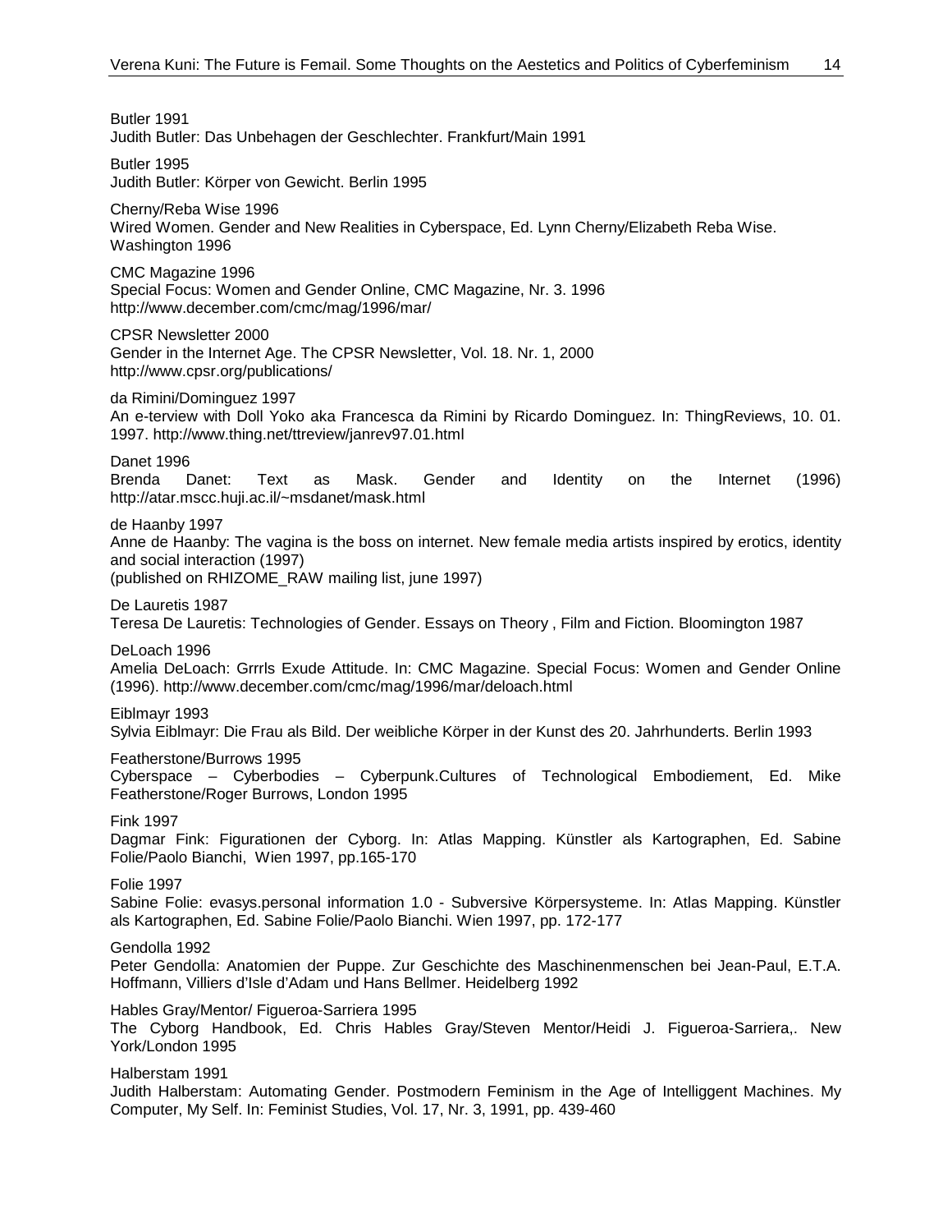Butler 1991
Judith Butler: Das Unbehagen der Geschlechter. Frankfurt/Main 1991

Butler 1995
Judith Butler: Körper von Gewicht. Berlin 1995

Cherny/Reba Wise 1996
Wired Women. Gender and New Realities in Cyberspace, Ed. Lynn Cherny/Elizabeth Reba Wise. Washington 1996

CMC Magazine 1996
Special Focus: Women and Gender Online, CMC Magazine, Nr. 3. 1996
http://www.december.com/cmc/mag/1996/mar/

CPSR Newsletter 2000
Gender in the Internet Age. The CPSR Newsletter, Vol. 18. Nr. 1, 2000
http://www.cpsr.org/publications/

da Rimini/Dominguez 1997
An e-terview with Doll Yoko aka Francesca da Rimini by Ricardo Dominguez. In: ThingReviews, 10. 01. 1997. http://www.thing.net/ttreview/janrev97.01.html

Danet 1996
Brenda Danet: Text as Mask. Gender and Identity on the Internet (1996) http://atar.mscc.huji.ac.il/~msdanet/mask.html

de Haanby 1997
Anne de Haanby: The vagina is the boss on internet. New female media artists inspired by erotics, identity and social interaction (1997)
(published on RHIZOME_RAW mailing list, june 1997)

De Lauretis 1987
Teresa De Lauretis: Technologies of Gender. Essays on Theory , Film and Fiction. Bloomington 1987

DeLoach 1996
Amelia DeLoach: Grrrls Exude Attitude. In: CMC Magazine. Special Focus: Women and Gender Online (1996). http://www.december.com/cmc/mag/1996/mar/deloach.html

Eiblmayr 1993
Sylvia Eiblmayr: Die Frau als Bild. Der weibliche Körper in der Kunst des 20. Jahrhunderts. Berlin 1993

Featherstone/Burrows 1995
Cyberspace – Cyberbodies – Cyberpunk.Cultures of Technological Embodiement, Ed. Mike Featherstone/Roger Burrows, London 1995

Fink 1997
Dagmar Fink: Figurationen der Cyborg. In: Atlas Mapping. Künstler als Kartographen, Ed. Sabine Folie/Paolo Bianchi, Wien 1997, pp.165-170

Folie 1997
Sabine Folie: evasys.personal information 1.0 - Subversive Körpersysteme. In: Atlas Mapping. Künstler als Kartographen, Ed. Sabine Folie/Paolo Bianchi. Wien 1997, pp. 172-177

Gendolla 1992
Peter Gendolla: Anatomien der Puppe. Zur Geschichte des Maschinenmenschen bei Jean-Paul, E.T.A. Hoffmann, Villiers d'Isle d'Adam und Hans Bellmer. Heidelberg 1992

Hables Gray/Mentor/ Figueroa-Sarriera 1995
The Cyborg Handbook, Ed. Chris Hables Gray/Steven Mentor/Heidi J. Figueroa-Sarriera,. New York/London 1995

Halberstam 1991
Judith Halberstam: Automating Gender. Postmodern Feminism in the Age of Intelliggent Machines. My Computer, My Self. In: Feminist Studies, Vol. 17, Nr. 3, 1991, pp. 439-460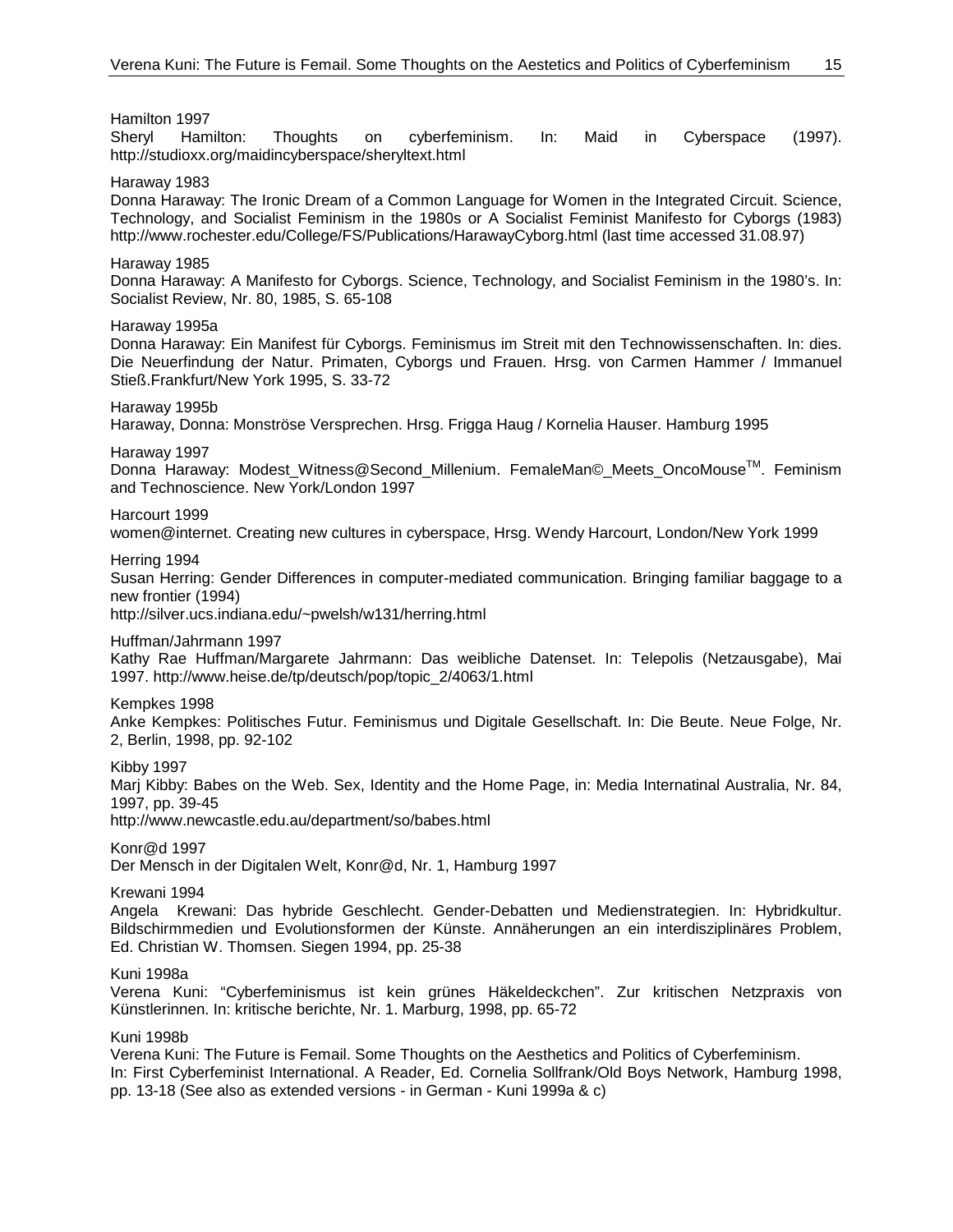Hamilton 1997
Sheryl Hamilton: Thoughts on cyberfeminism. In: Maid in Cyberspace (1997). http://studioxx.org/maidincyberspace/sheryltext.html

Haraway 1983
Donna Haraway: The Ironic Dream of a Common Language for Women in the Integrated Circuit. Science, Technology, and Socialist Feminism in the 1980s or A Socialist Feminist Manifesto for Cyborgs (1983) http://www.rochester.edu/College/FS/Publications/HarawayCyborg.html (last time accessed 31.08.97)

Haraway 1985
Donna Haraway: A Manifesto for Cyborgs. Science, Technology, and Socialist Feminism in the 1980's. In: Socialist Review, Nr. 80, 1985, S. 65-108

Haraway 1995a
Donna Haraway: Ein Manifest für Cyborgs. Feminismus im Streit mit den Technowissenschaften. In: dies. Die Neuerfindung der Natur. Primaten, Cyborgs und Frauen. Hrsg. von Carmen Hammer / Immanuel Stieß.Frankfurt/New York 1995, S. 33-72

Haraway 1995b
Haraway, Donna: Monströse Versprechen. Hrsg. Frigga Haug / Kornelia Hauser. Hamburg 1995

Haraway 1997
Donna Haraway: Modest_Witness@Second_Millenium. FemaleMan©_Meets_OncoMouse™. Feminism and Technoscience. New York/London 1997

Harcourt 1999
women@internet. Creating new cultures in cyberspace, Hrsg. Wendy Harcourt, London/New York 1999

Herring 1994
Susan Herring: Gender Differences in computer-mediated communication. Bringing familiar baggage to a new frontier (1994)
http://silver.ucs.indiana.edu/~pwelsh/w131/herring.html

Huffman/Jahrmann 1997
Kathy Rae Huffman/Margarete Jahrmann: Das weibliche Datenset. In: Telepolis (Netzausgabe), Mai 1997. http://www.heise.de/tp/deutsch/pop/topic_2/4063/1.html

Kempkes 1998
Anke Kempkes: Politisches Futur. Feminismus und Digitale Gesellschaft. In: Die Beute. Neue Folge, Nr. 2, Berlin, 1998, pp. 92-102

Kibby 1997
Marj Kibby: Babes on the Web. Sex, Identity and the Home Page, in: Media Internatinal Australia, Nr. 84, 1997, pp. 39-45
http://www.newcastle.edu.au/department/so/babes.html

Konr@d 1997
Der Mensch in der Digitalen Welt, Konr@d, Nr. 1, Hamburg 1997

Krewani 1994
Angela Krewani: Das hybride Geschlecht. Gender-Debatten und Medienstrategien. In: Hybridkultur. Bildschirmmedien und Evolutionsformen der Künste. Annäherungen an ein interdisziplinäres Problem, Ed. Christian W. Thomsen. Siegen 1994, pp. 25-38

Kuni 1998a
Verena Kuni: "Cyberfeminismus ist kein grünes Häkeldeckchen". Zur kritischen Netzpraxis von Künstlerinnen. In: kritische berichte, Nr. 1. Marburg, 1998, pp. 65-72

Kuni 1998b
Verena Kuni: The Future is Femail. Some Thoughts on the Aesthetics and Politics of Cyberfeminism.
In: First Cyberfeminist International. A Reader, Ed. Cornelia Sollfrank/Old Boys Network, Hamburg 1998, pp. 13-18 (See also as extended versions - in German - Kuni 1999a & c)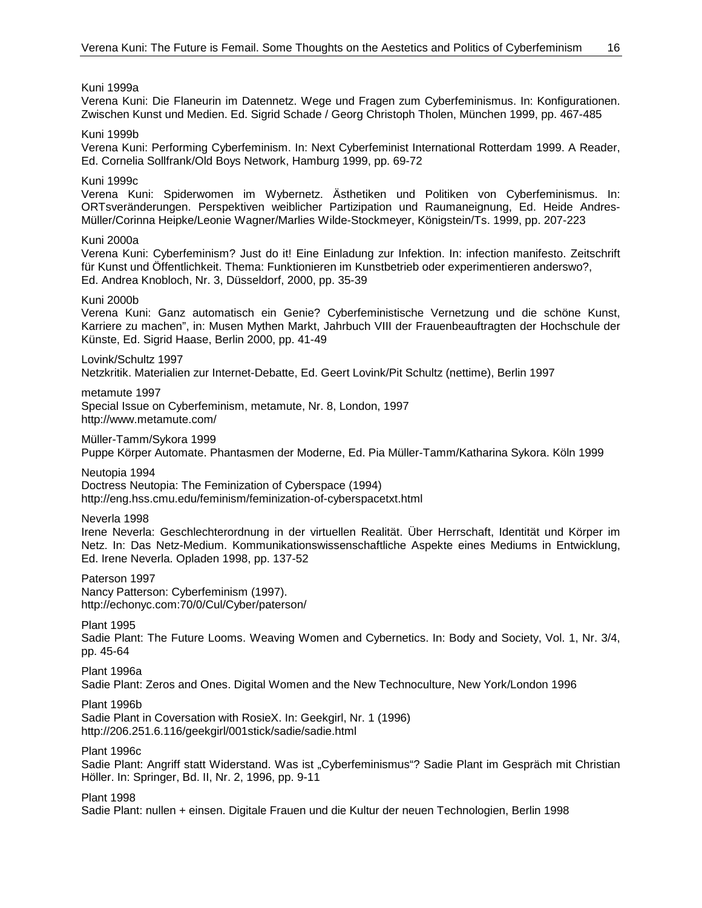Kuni 1999a
Verena Kuni: Die Flaneurin im Datennetz. Wege und Fragen zum Cyberfeminismus. In: Konfigurationen. Zwischen Kunst und Medien. Ed. Sigrid Schade / Georg Christoph Tholen, München 1999, pp. 467-485

Kuni 1999b
Verena Kuni: Performing Cyberfeminism. In: Next Cyberfeminist International Rotterdam 1999. A Reader, Ed. Cornelia Sollfrank/Old Boys Network, Hamburg 1999, pp. 69-72

Kuni 1999c
Verena Kuni: Spiderwomen im Wybernetz. Ästhetiken und Politiken von Cyberfeminismus. In: ORTsveränderungen. Perspektiven weiblicher Partizipation und Raumaneignung, Ed. Heide Andres-Müller/Corinna Heipke/Leonie Wagner/Marlies Wilde-Stockmeyer, Königstein/Ts. 1999, pp. 207-223

Kuni 2000a
Verena Kuni: Cyberfeminism? Just do it! Eine Einladung zur Infektion. In: infection manifesto. Zeitschrift für Kunst und Öffentlichkeit. Thema: Funktionieren im Kunstbetrieb oder experimentieren anderswo?, Ed. Andrea Knobloch, Nr. 3, Düsseldorf, 2000, pp. 35-39

Kuni 2000b
Verena Kuni: Ganz automatisch ein Genie? Cyberfeministische Vernetzung und die schöne Kunst, Karriere zu machen", in: Musen Mythen Markt, Jahrbuch VIII der Frauenbeauftragten der Hochschule der Künste, Ed. Sigrid Haase, Berlin 2000, pp. 41-49

Lovink/Schultz 1997
Netzkritik. Materialien zur Internet-Debatte, Ed. Geert Lovink/Pit Schultz (nettime), Berlin 1997

metamute 1997
Special Issue on Cyberfeminism, metamute, Nr. 8, London, 1997
http://www.metamute.com/

Müller-Tamm/Sykora 1999
Puppe Körper Automate. Phantasmen der Moderne, Ed. Pia Müller-Tamm/Katharina Sykora. Köln 1999

Neutopia 1994
Doctress Neutopia: The Feminization of Cyberspace (1994)
http://eng.hss.cmu.edu/feminism/feminization-of-cyberspacetxt.html

Neverla 1998
Irene Neverla: Geschlechterordnung in der virtuellen Realität. Über Herrschaft, Identität und Körper im Netz. In: Das Netz-Medium. Kommunikationswissenschaftliche Aspekte eines Mediums in Entwicklung, Ed. Irene Neverla. Opladen 1998, pp. 137-52

Paterson 1997
Nancy Patterson: Cyberfeminism (1997).
http://echonyc.com:70/0/Cul/Cyber/paterson/

Plant 1995
Sadie Plant: The Future Looms. Weaving Women and Cybernetics. In: Body and Society, Vol. 1, Nr. 3/4, pp. 45-64

Plant 1996a
Sadie Plant: Zeros and Ones. Digital Women and the New Technoculture, New York/London 1996

Plant 1996b
Sadie Plant in Coversation with RosieX. In: Geekgirl, Nr. 1 (1996)
http://206.251.6.116/geekgirl/001stick/sadie/sadie.html

Plant 1996c
Sadie Plant: Angriff statt Widerstand. Was ist „Cyberfeminismus"? Sadie Plant im Gespräch mit Christian Höller. In: Springer, Bd. II, Nr. 2, 1996, pp. 9-11

Plant 1998
Sadie Plant: nullen + einsen. Digitale Frauen und die Kultur der neuen Technologien, Berlin 1998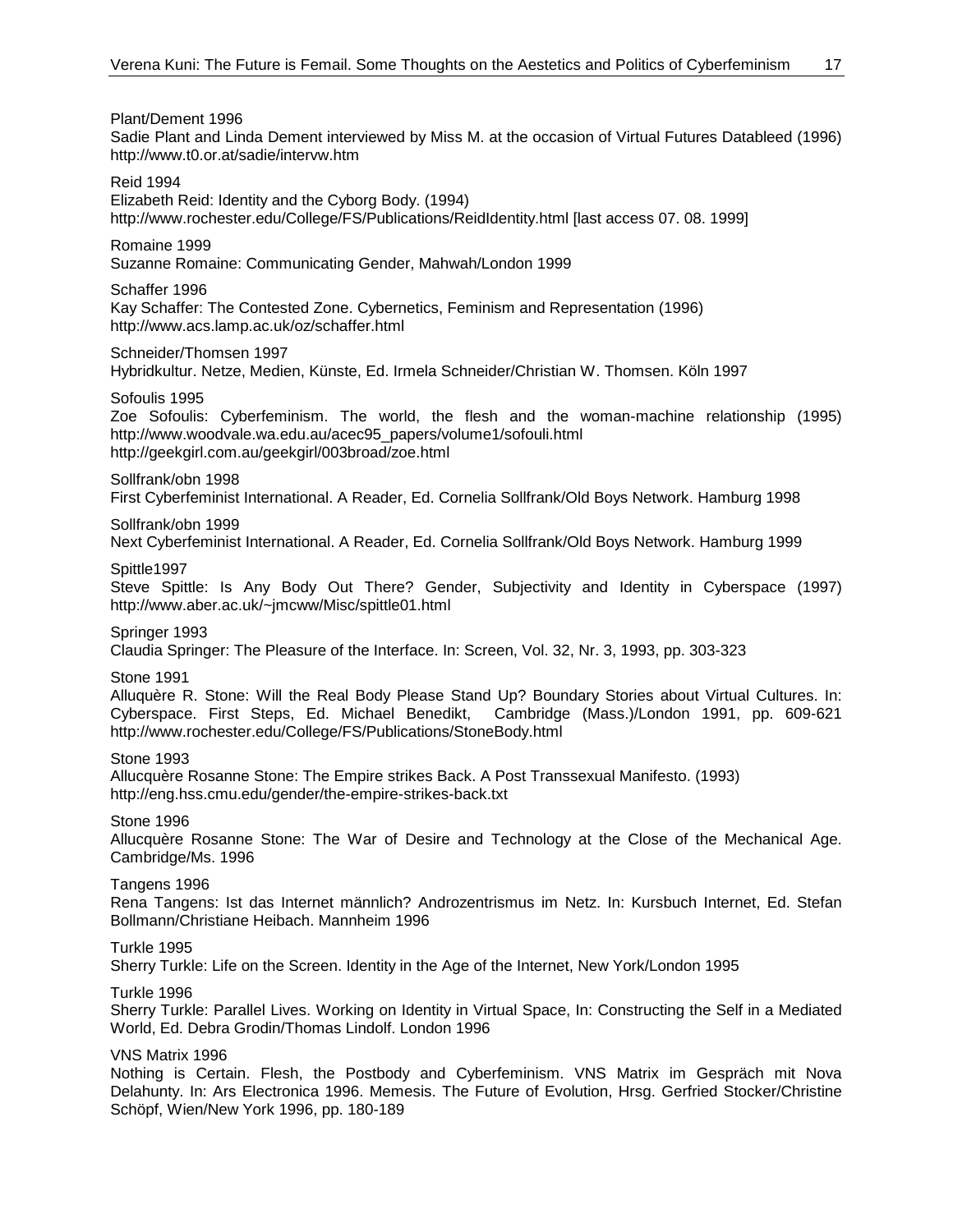Plant/Dement 1996
Sadie Plant and Linda Dement interviewed by Miss M. at the occasion of Virtual Futures Datableed (1996) http://www.t0.or.at/sadie/intervw.htm

Reid 1994
Elizabeth Reid: Identity and the Cyborg Body. (1994)
http://www.rochester.edu/College/FS/Publications/ReidIdentity.html [last access 07. 08. 1999]

Romaine 1999
Suzanne Romaine: Communicating Gender, Mahwah/London 1999

Schaffer 1996
Kay Schaffer: The Contested Zone. Cybernetics, Feminism and Representation (1996)
http://www.acs.lamp.ac.uk/oz/schaffer.html

Schneider/Thomsen 1997
Hybridkultur. Netze, Medien, Künste, Ed. Irmela Schneider/Christian W. Thomsen. Köln 1997

Sofoulis 1995
Zoe Sofoulis: Cyberfeminism. The world, the flesh and the woman-machine relationship (1995)
http://www.woodvale.wa.edu.au/acec95_papers/volume1/sofouli.html
http://geekgirl.com.au/geekgirl/003broad/zoe.html

Sollfrank/obn 1998
First Cyberfeminist International. A Reader, Ed. Cornelia Sollfrank/Old Boys Network. Hamburg 1998

Sollfrank/obn 1999
Next Cyberfeminist International. A Reader, Ed. Cornelia Sollfrank/Old Boys Network. Hamburg 1999

Spittle1997
Steve Spittle: Is Any Body Out There? Gender, Subjectivity and Identity in Cyberspace (1997)
http://www.aber.ac.uk/~jmcww/Misc/spittle01.html

Springer 1993
Claudia Springer: The Pleasure of the Interface. In: Screen, Vol. 32, Nr. 3, 1993, pp. 303-323

Stone 1991
Alluquère R. Stone: Will the Real Body Please Stand Up? Boundary Stories about Virtual Cultures. In: Cyberspace. First Steps, Ed. Michael Benedikt, Cambridge (Mass.)/London 1991, pp. 609-621
http://www.rochester.edu/College/FS/Publications/StoneBody.html

Stone 1993
Allucquère Rosanne Stone: The Empire strikes Back. A Post Transsexual Manifesto. (1993)
http://eng.hss.cmu.edu/gender/the-empire-strikes-back.txt

Stone 1996
Allucquère Rosanne Stone: The War of Desire and Technology at the Close of the Mechanical Age. Cambridge/Ms. 1996

Tangens 1996
Rena Tangens: Ist das Internet männlich? Androzentrismus im Netz. In: Kursbuch Internet, Ed. Stefan Bollmann/Christiane Heibach. Mannheim 1996

Turkle 1995
Sherry Turkle: Life on the Screen. Identity in the Age of the Internet, New York/London 1995

Turkle 1996
Sherry Turkle: Parallel Lives. Working on Identity in Virtual Space, In: Constructing the Self in a Mediated World, Ed. Debra Grodin/Thomas Lindolf. London 1996

VNS Matrix 1996
Nothing is Certain. Flesh, the Postbody and Cyberfeminism. VNS Matrix im Gespräch mit Nova Delahunty. In: Ars Electronica 1996. Memesis. The Future of Evolution, Hrsg. Gerfried Stocker/Christine Schöpf, Wien/New York 1996, pp. 180-189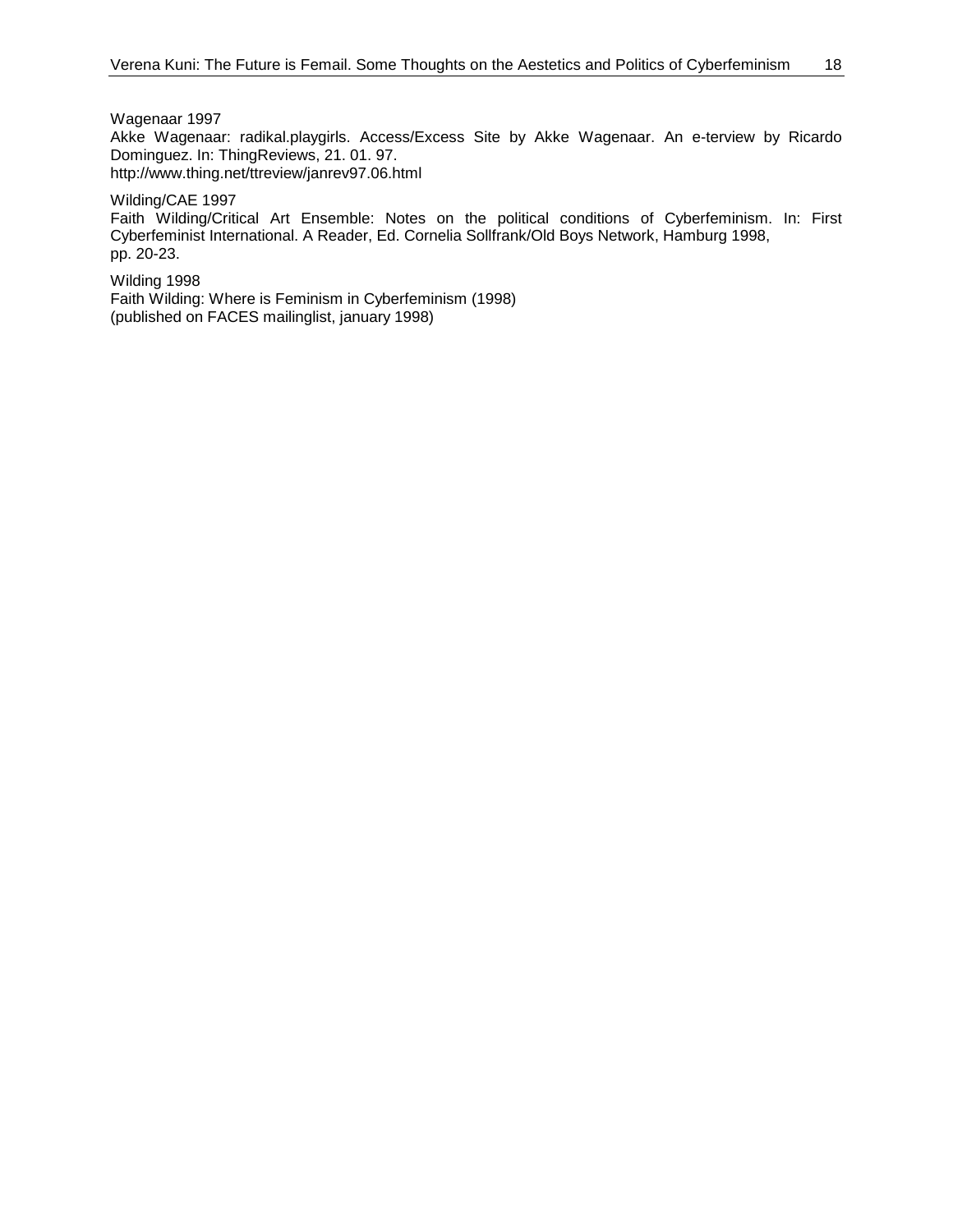Wagenaar 1997
Akke Wagenaar: radikal.playgirls. Access/Excess Site by Akke Wagenaar. An e-terview by Ricardo Dominguez. In: ThingReviews, 21. 01. 97.
http://www.thing.net/ttreview/janrev97.06.html

Wilding/CAE 1997
Faith Wilding/Critical Art Ensemble: Notes on the political conditions of Cyberfeminism. In: First Cyberfeminist International. A Reader, Ed. Cornelia Sollfrank/Old Boys Network, Hamburg 1998, pp. 20-23.

Wilding 1998
Faith Wilding: Where is Feminism in Cyberfeminism (1998)
(published on FACES mailinglist, january 1998)